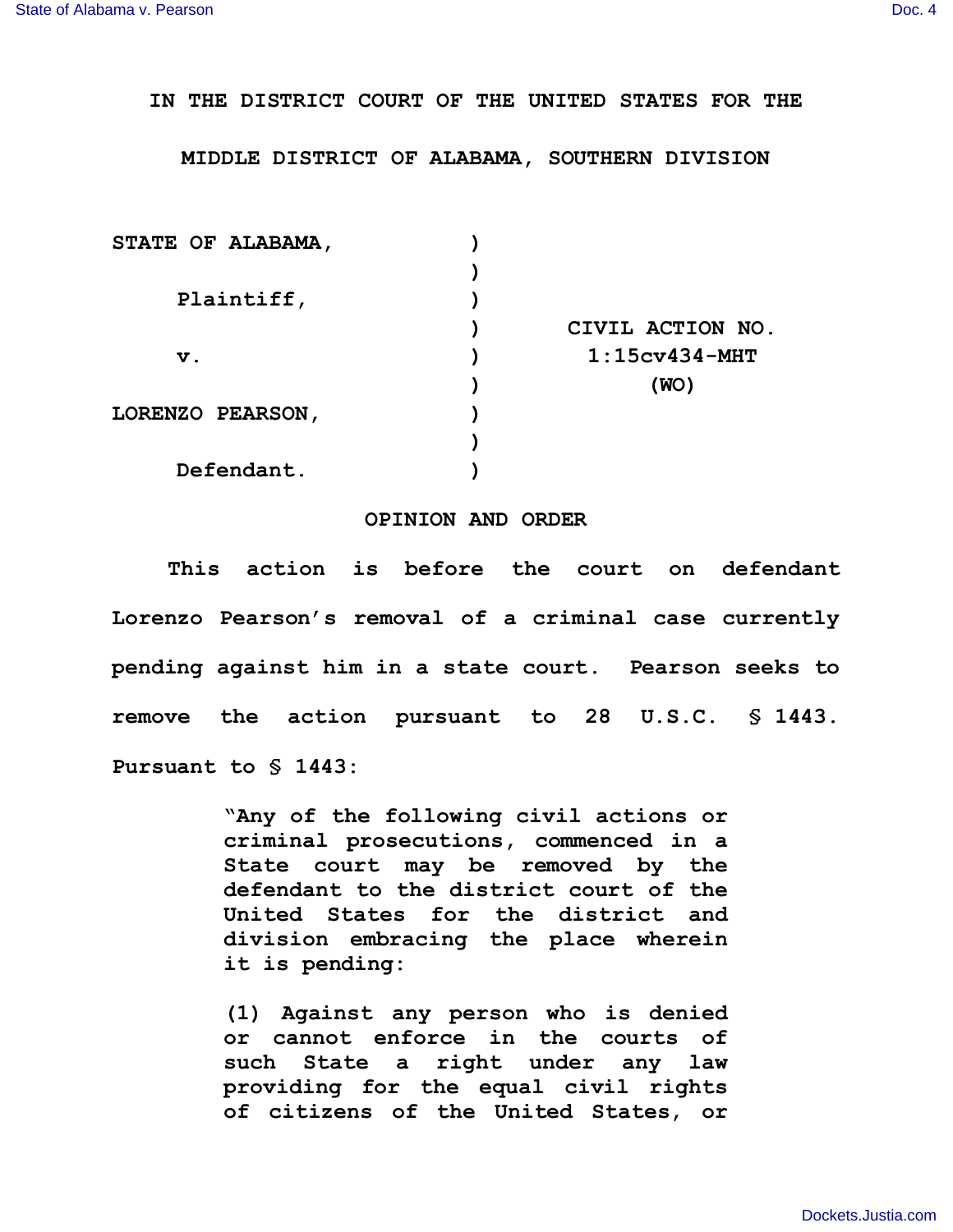IN THE DISTRICT COURT OF THE UNITED STATES FOR THE

MIDDLE DISTRICT OF ALABAMA, SOUTHERN DIVISION

| | | |
|---|---|---|
| STATE OF ALABAMA, | ) | |
| | ) | |
| Plaintiff, | ) | |
| | ) | CIVIL ACTION NO. |
| v. | ) | 1:15cv434-MHT |
| | ) | (WO) |
| LORENZO PEARSON, | ) | |
| | ) | |
| Defendant. | ) | |

## OPINION AND ORDER

This action is before the court on defendant Lorenzo Pearson's removal of a criminal case currently pending against him in a state court. Pearson seeks to remove the action pursuant to 28 U.S.C. § 1443. Pursuant to § 1443:

> "Any of the following civil actions or criminal prosecutions, commenced in a State court may be removed by the defendant to the district court of the United States for the district and division embracing the place wherein it is pending:
>
> (1) Against any person who is denied or cannot enforce in the courts of such State a right under any law providing for the equal civil rights of citizens of the United States, or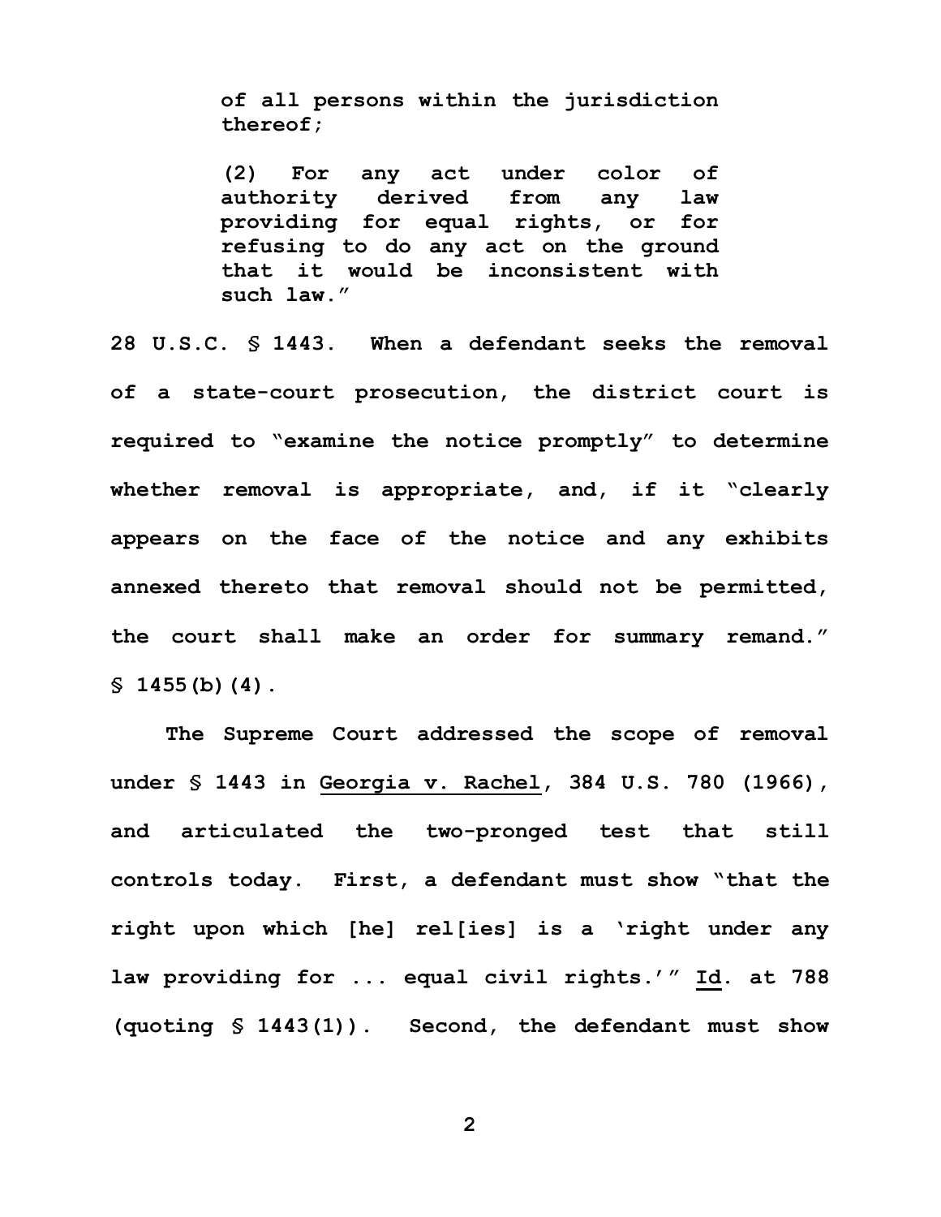> **of all persons within the jurisdiction thereof;**
>
> **(2) For any act under color of authority derived from any law providing for equal rights, or for refusing to do any act on the ground that it would be inconsistent with such law."**

**28 U.S.C. § 1443. When a defendant seeks the removal of a state-court prosecution, the district court is required to "examine the notice promptly" to determine whether removal is appropriate, and, if it "clearly appears on the face of the notice and any exhibits annexed thereto that removal should not be permitted, the court shall make an order for summary remand." § 1455(b)(4).**

**The Supreme Court addressed the scope of removal under § 1443 in Georgia v. Rachel, 384 U.S. 780 (1966), and articulated the two-pronged test that still controls today. First, a defendant must show "that the right upon which [he] rel[ies] is a 'right under any law providing for ... equal civil rights.'" Id. at 788 (quoting § 1443(1)). Second, the defendant must show**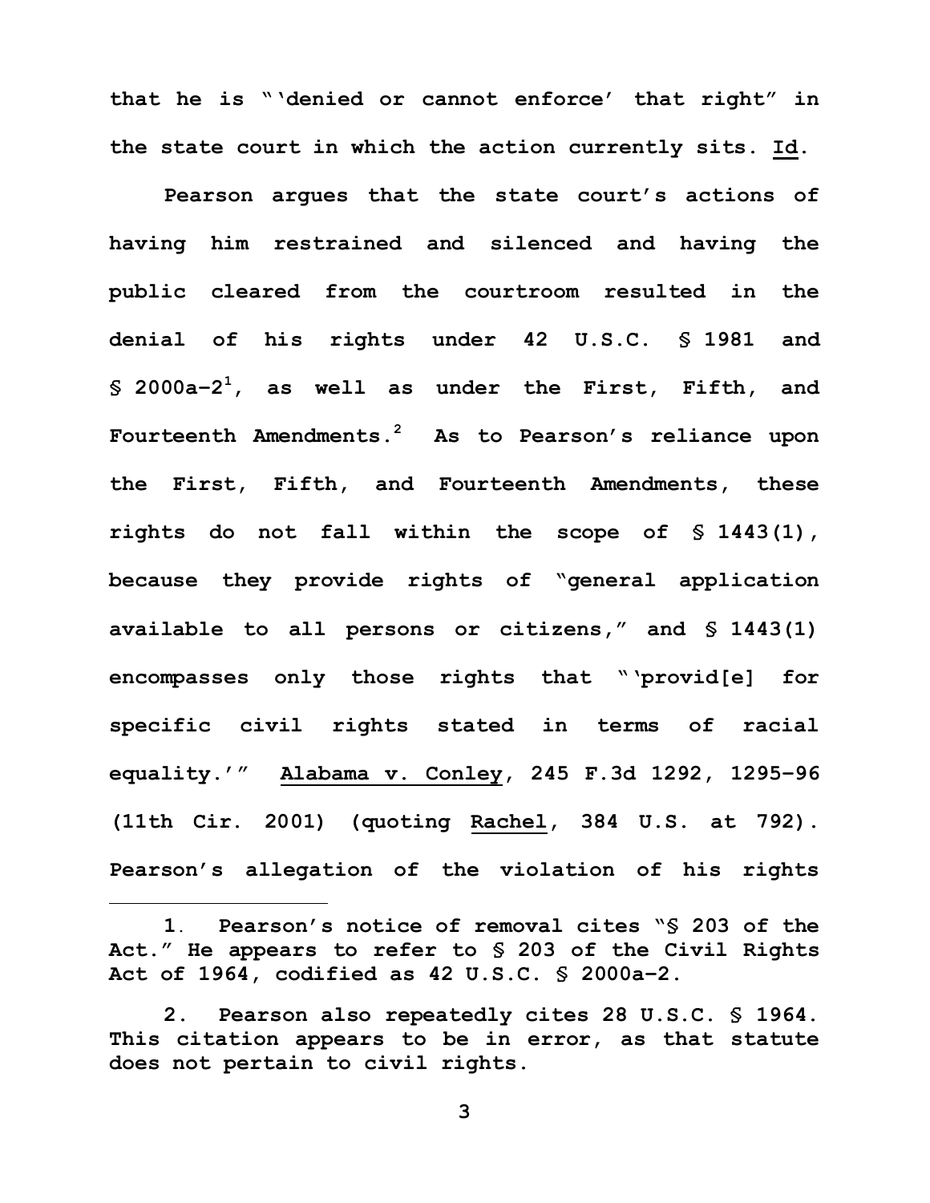that he is "'denied or cannot enforce' that right" in the state court in which the action currently sits. Id.

Pearson argues that the state court's actions of having him restrained and silenced and having the public cleared from the courtroom resulted in the denial of his rights under 42 U.S.C. § 1981 and § 2000a-2[1], as well as under the First, Fifth, and Fourteenth Amendments.[2] As to Pearson's reliance upon the First, Fifth, and Fourteenth Amendments, these rights do not fall within the scope of § 1443(1), because they provide rights of "general application available to all persons or citizens," and § 1443(1) encompasses only those rights that "'provid[e] for specific civil rights stated in terms of racial equality.'" Alabama v. Conley, 245 F.3d 1292, 1295-96 (11th Cir. 2001) (quoting Rachel, 384 U.S. at 792). Pearson's allegation of the violation of his rights

---

1. Pearson's notice of removal cites "§ 203 of the Act." He appears to refer to § 203 of the Civil Rights Act of 1964, codified as 42 U.S.C. § 2000a-2.

2. Pearson also repeatedly cites 28 U.S.C. § 1964. This citation appears to be in error, as that statute does not pertain to civil rights.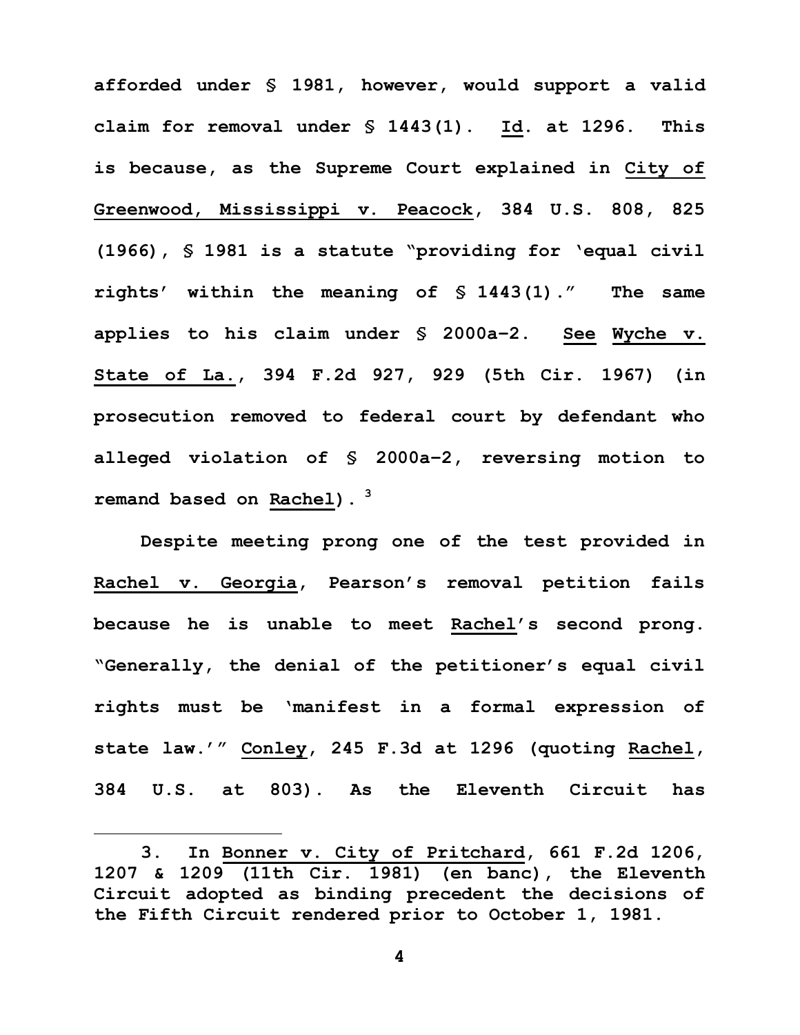afforded under § 1981, however, would support a valid claim for removal under § 1443(1). Id. at 1296. This is because, as the Supreme Court explained in City of Greenwood, Mississippi v. Peacock, 384 U.S. 808, 825 (1966), § 1981 is a statute "providing for 'equal civil rights' within the meaning of § 1443(1)." The same applies to his claim under § 2000a-2. See Wyche v. State of La., 394 F.2d 927, 929 (5th Cir. 1967) (in prosecution removed to federal court by defendant who alleged violation of § 2000a-2, reversing motion to remand based on Rachel).[3]

Despite meeting prong one of the test provided in Rachel v. Georgia, Pearson's removal petition fails because he is unable to meet Rachel's second prong. "Generally, the denial of the petitioner's equal civil rights must be 'manifest in a formal expression of state law.'" Conley, 245 F.3d at 1296 (quoting Rachel, 384 U.S. at 803). As the Eleventh Circuit has

3. In Bonner v. City of Pritchard, 661 F.2d 1206, 1207 & 1209 (11th Cir. 1981) (en banc), the Eleventh Circuit adopted as binding precedent the decisions of the Fifth Circuit rendered prior to October 1, 1981.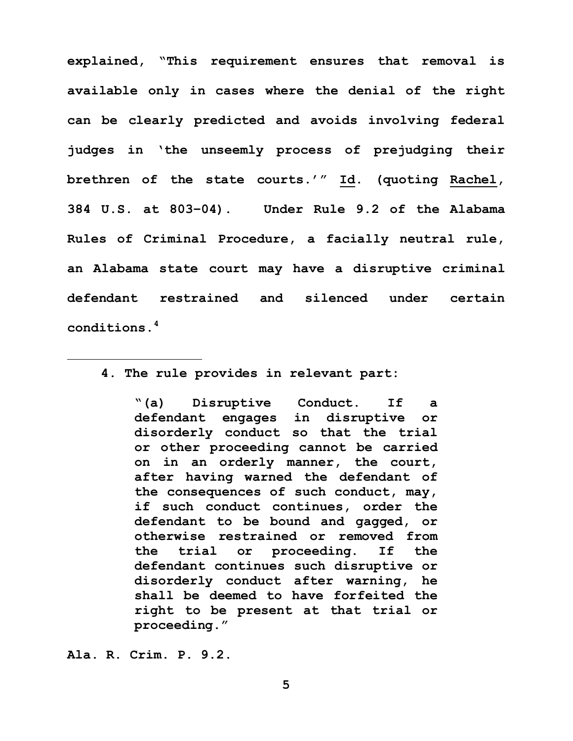explained, "This requirement ensures that removal is available only in cases where the denial of the right can be clearly predicted and avoids involving federal judges in 'the unseemly process of prejudging their brethren of the state courts.'" Id. (quoting Rachel, 384 U.S. at 803–04). Under Rule 9.2 of the Alabama Rules of Criminal Procedure, a facially neutral rule, an Alabama state court may have a disruptive criminal defendant restrained and silenced under certain conditions.[4]

---

4. The rule provides in relevant part:

> "(a) Disruptive Conduct. If a defendant engages in disruptive or disorderly conduct so that the trial or other proceeding cannot be carried on in an orderly manner, the court, after having warned the defendant of the consequences of such conduct, may, if such conduct continues, order the defendant to be bound and gagged, or otherwise restrained or removed from the trial or proceeding. If the defendant continues such disruptive or disorderly conduct after warning, he shall be deemed to have forfeited the right to be present at that trial or proceeding."

Ala. R. Crim. P. 9.2.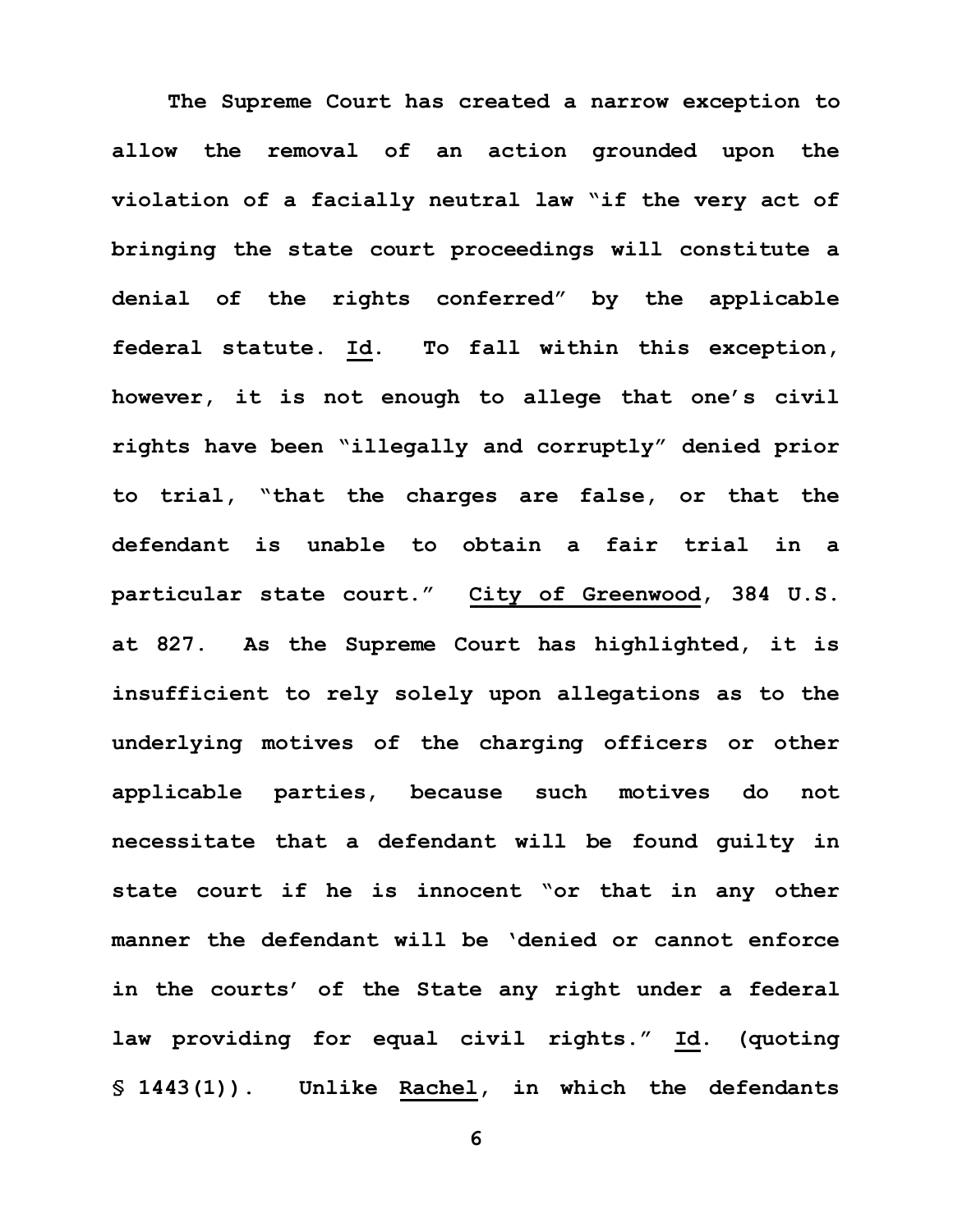**The Supreme Court has created a narrow exception to allow the removal of an action grounded upon the violation of a facially neutral law "if the very act of bringing the state court proceedings will constitute a denial of the rights conferred" by the applicable federal statute. Id. To fall within this exception, however, it is not enough to allege that one's civil rights have been "illegally and corruptly" denied prior to trial, "that the charges are false, or that the defendant is unable to obtain a fair trial in a particular state court." City of Greenwood, 384 U.S. at 827. As the Supreme Court has highlighted, it is insufficient to rely solely upon allegations as to the underlying motives of the charging officers or other applicable parties, because such motives do not necessitate that a defendant will be found guilty in state court if he is innocent "or that in any other manner the defendant will be 'denied or cannot enforce in the courts' of the State any right under a federal law providing for equal civil rights." Id. (quoting § 1443(1)). Unlike Rachel, in which the defendants**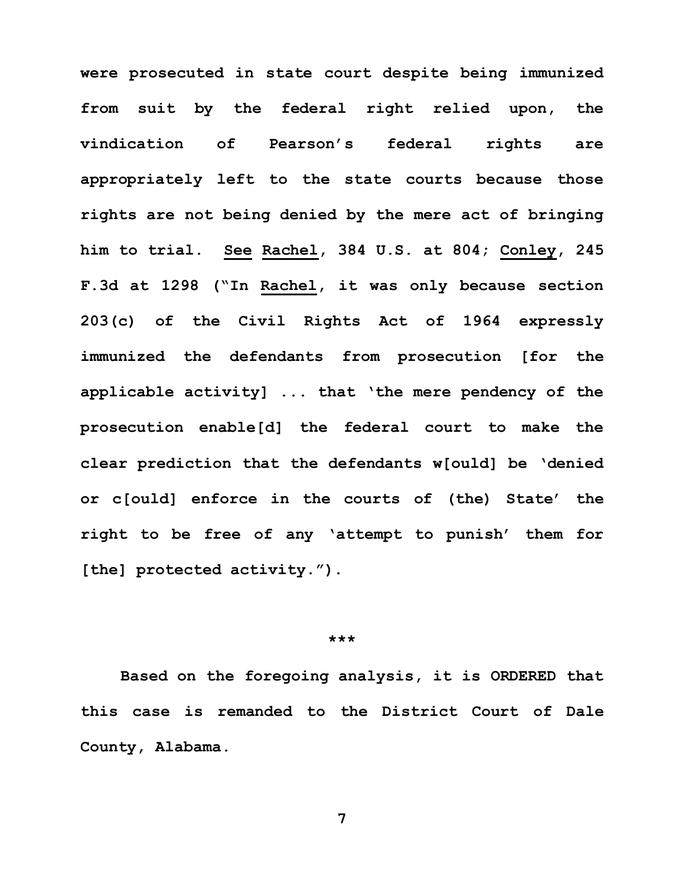were prosecuted in state court despite being immunized from suit by the federal right relied upon, the vindication of Pearson's federal rights are appropriately left to the state courts because those rights are not being denied by the mere act of bringing him to trial. See Rachel, 384 U.S. at 804; Conley, 245 F.3d at 1298 ("In Rachel, it was only because section 203(c) of the Civil Rights Act of 1964 expressly immunized the defendants from prosecution [for the applicable activity] ... that 'the mere pendency of the prosecution enable[d] the federal court to make the clear prediction that the defendants w[ould] be 'denied or c[ould] enforce in the courts of (the) State' the right to be free of any 'attempt to punish' them for [the] protected activity.").

***

Based on the foregoing analysis, it is ORDERED that this case is remanded to the District Court of Dale County, Alabama.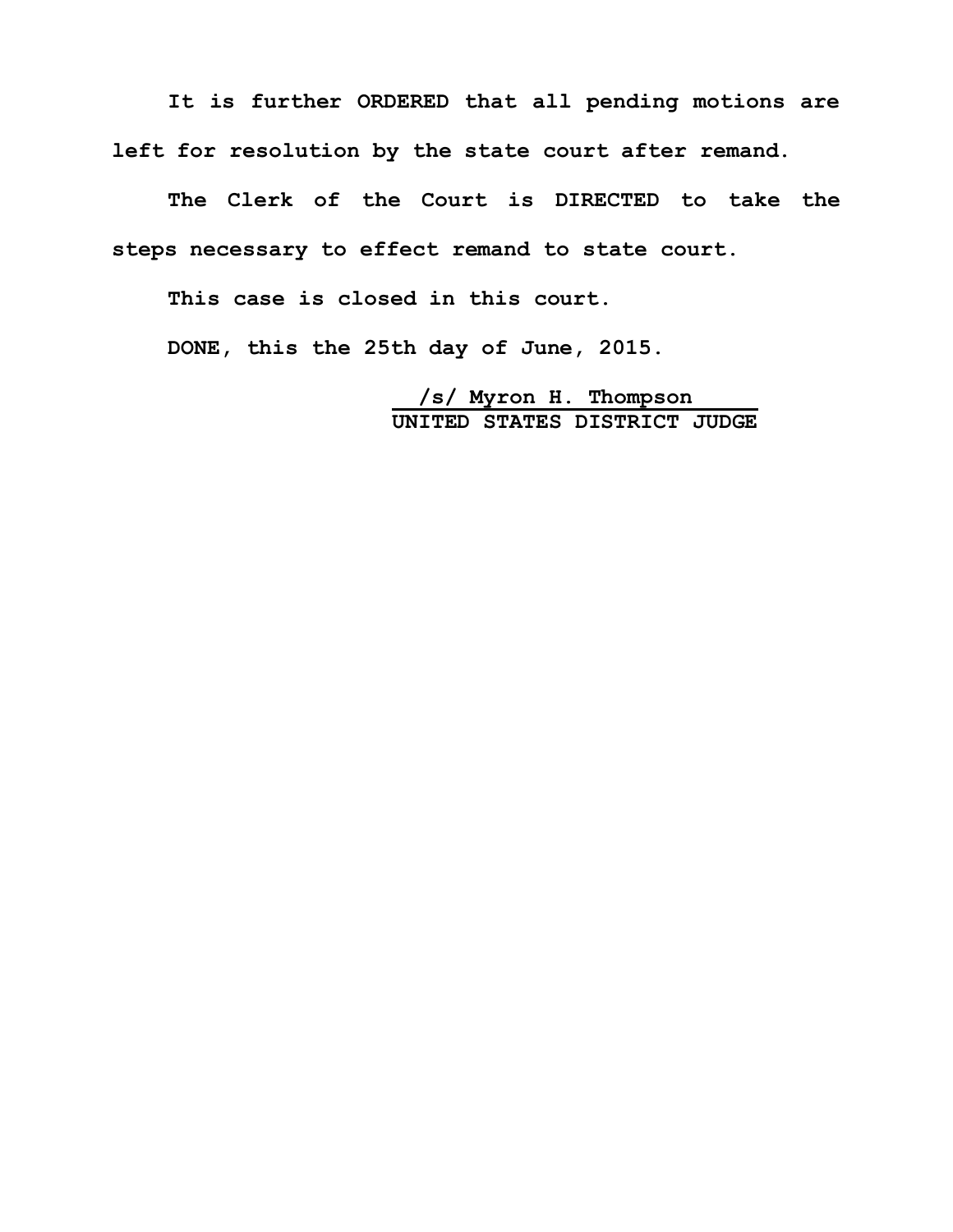**It is further ORDERED that all pending motions are left for resolution by the state court after remand.**

**The Clerk of the Court is DIRECTED to take the steps necessary to effect remand to state court.**

**This case is closed in this court.**

**DONE, this the 25th day of June, 2015.**

**/s/ Myron H. Thompson**
**UNITED STATES DISTRICT JUDGE**